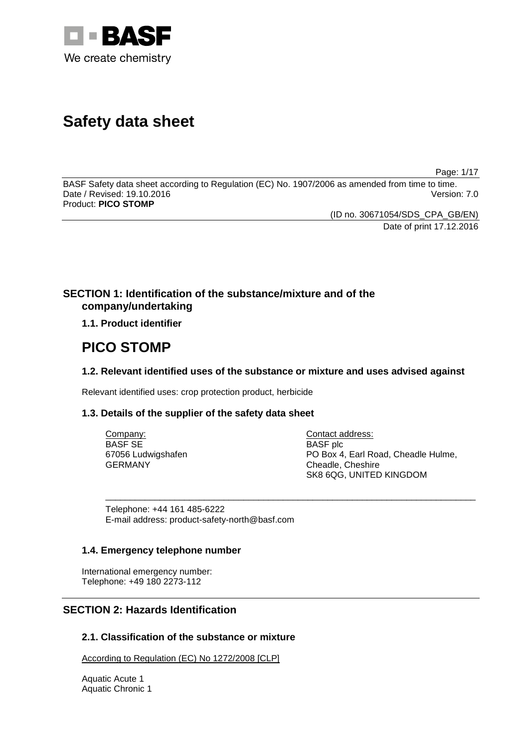BASF
We create chemistry

# Safety data sheet

BASF Safety data sheet according to Regulation (EC) No. 1907/2006 as amended from time to time.
Date / Revised: 19.10.2016 Version: 7.0
Product: **PICO STOMP**

(ID no. 30671054/SDS_CPA_GB/EN)
Date of print 17.12.2016

## SECTION 1: Identification of the substance/mixture and of the company/undertaking

### 1.1. Product identifier

# PICO STOMP

### 1.2. Relevant identified uses of the substance or mixture and uses advised against

Relevant identified uses: crop protection product, herbicide

### 1.3. Details of the supplier of the safety data sheet

Company:
BASF SE
67056 Ludwigshafen
GERMANY

Contact address:
BASF plc
PO Box 4, Earl Road, Cheadle Hulme,
Cheadle, Cheshire
SK8 6QG, UNITED KINGDOM

Telephone: +44 161 485-6222
E-mail address: product-safety-north@basf.com

### 1.4. Emergency telephone number

International emergency number:
Telephone: +49 180 2273-112

## SECTION 2: Hazards Identification

### 2.1. Classification of the substance or mixture

According to Regulation (EC) No 1272/2008 [CLP]

Aquatic Acute 1
Aquatic Chronic 1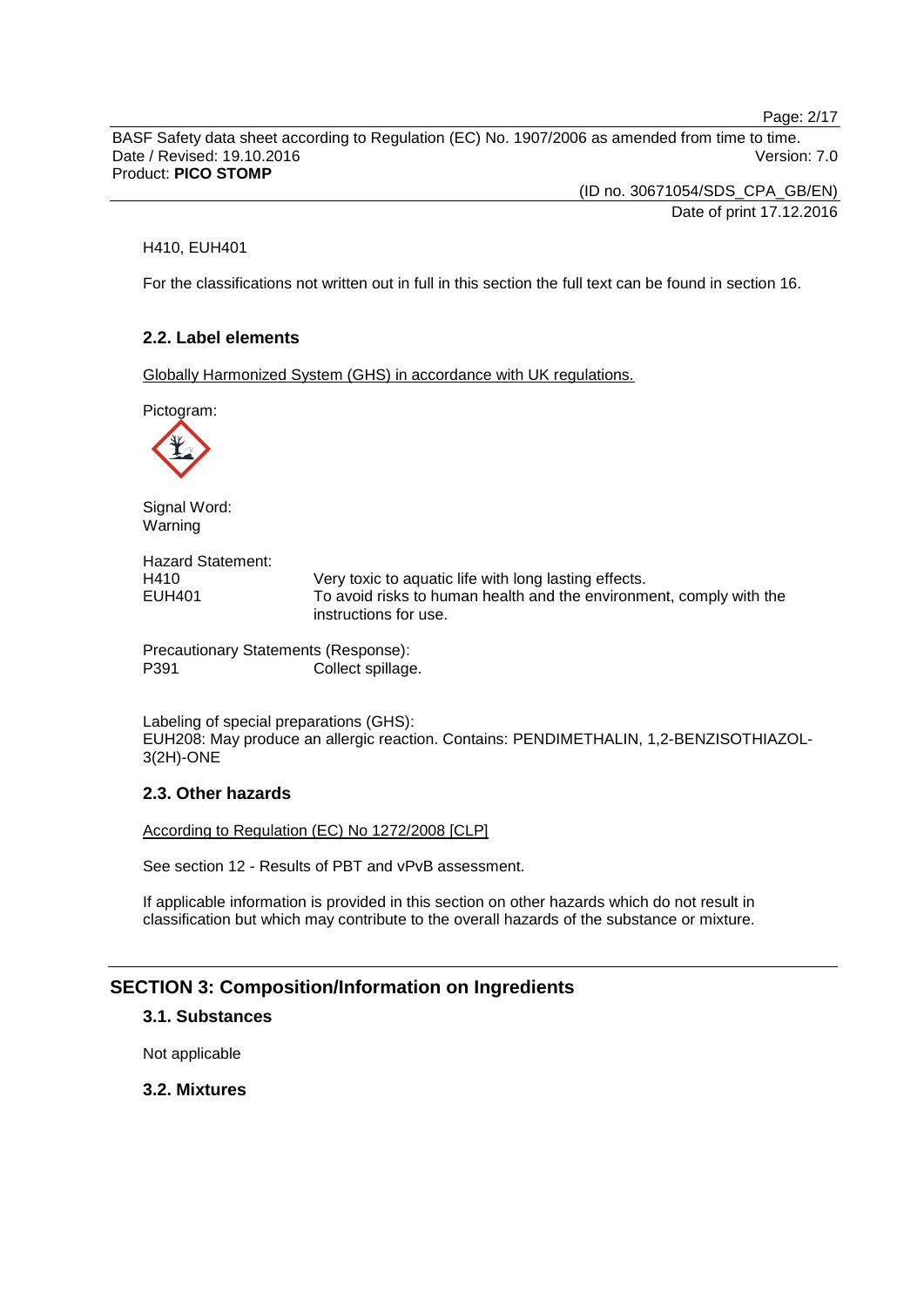H410, EUH401

For the classifications not written out in full in this section the full text can be found in section 16.

### 2.2. Label elements

Globally Harmonized System (GHS) in accordance with UK regulations.

Pictogram:

Signal Word:
Warning

Hazard Statement:

| | |
|---|---|
| H410 | Very toxic to aquatic life with long lasting effects. |
| EUH401 | To avoid risks to human health and the environment, comply with the instructions for use. |

Precautionary Statements (Response):

| | |
|---|---|
| P391 | Collect spillage. |

Labeling of special preparations (GHS):
EUH208: May produce an allergic reaction. Contains: PENDIMETHALIN, 1,2-BENZISOTHIAZOL-3(2H)-ONE

### 2.3. Other hazards

According to Regulation (EC) No 1272/2008 [CLP]

See section 12 - Results of PBT and vPvB assessment.

If applicable information is provided in this section on other hazards which do not result in classification but which may contribute to the overall hazards of the substance or mixture.

## SECTION 3: Composition/Information on Ingredients

### 3.1. Substances

Not applicable

### 3.2. Mixtures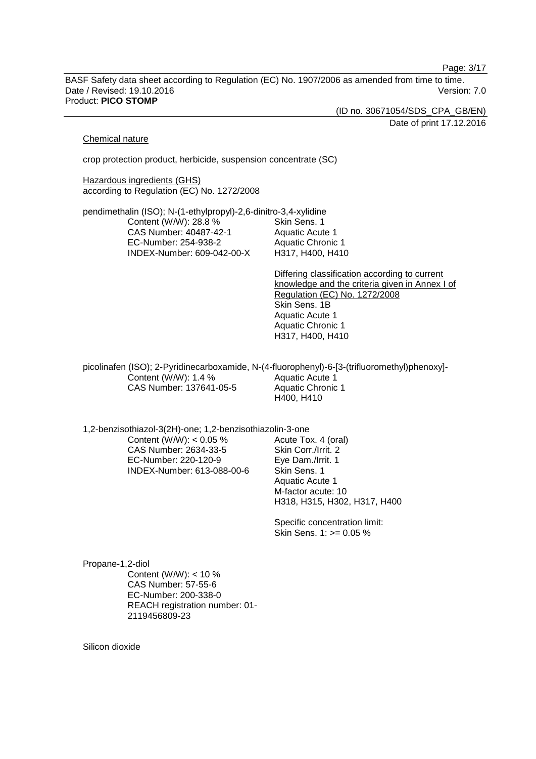Chemical nature

crop protection product, herbicide, suspension concentrate (SC)

Hazardous ingredients (GHS)
according to Regulation (EC) No. 1272/2008

pendimethalin (ISO); N-(1-ethylpropyl)-2,6-dinitro-3,4-xylidine

Content (W/W): 28.8 %
CAS Number: 40487-42-1
EC-Number: 254-938-2
INDEX-Number: 609-042-00-X

Skin Sens. 1
Aquatic Acute 1
Aquatic Chronic 1
H317, H400, H410

Differing classification according to current knowledge and the criteria given in Annex I of Regulation (EC) No. 1272/2008
Skin Sens. 1B
Aquatic Acute 1
Aquatic Chronic 1
H317, H400, H410

picolinafen (ISO); 2-Pyridinecarboxamide, N-(4-fluorophenyl)-6-[3-(trifluoromethyl)phenoxy]-

Content (W/W): 1.4 %
CAS Number: 137641-05-5

Aquatic Acute 1
Aquatic Chronic 1
H400, H410

1,2-benzisothiazol-3(2H)-one; 1,2-benzisothiazolin-3-one

Content (W/W): < 0.05 %
CAS Number: 2634-33-5
EC-Number: 220-120-9
INDEX-Number: 613-088-00-6

Acute Tox. 4 (oral)
Skin Corr./Irrit. 2
Eye Dam./Irrit. 1
Skin Sens. 1
Aquatic Acute 1
M-factor acute: 10
H318, H315, H302, H317, H400

Specific concentration limit:
Skin Sens. 1: >= 0.05 %

Propane-1,2-diol

Content (W/W): < 10 %
CAS Number: 57-55-6
EC-Number: 200-338-0
REACH registration number: 01-2119456809-23

Silicon dioxide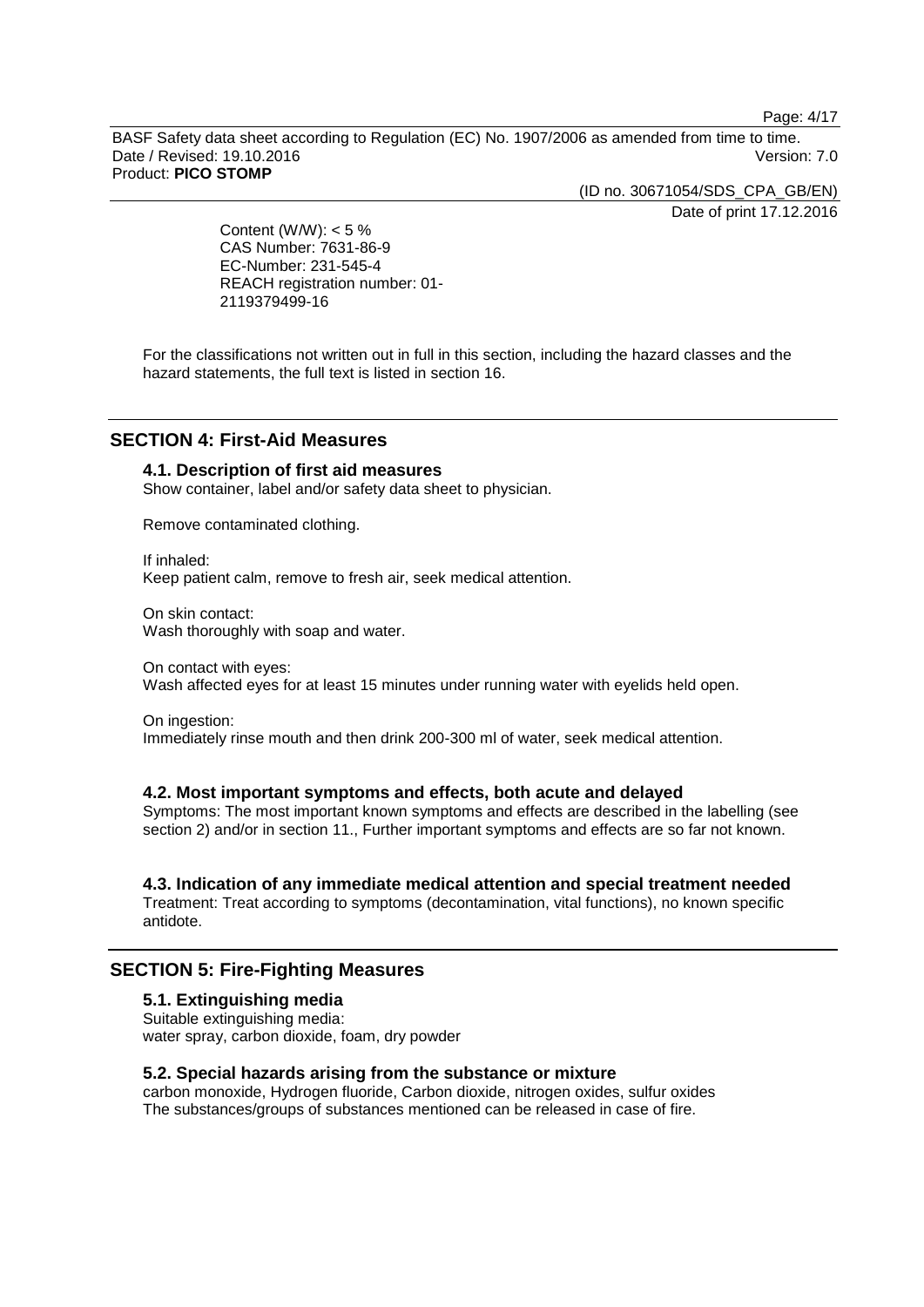Content (W/W): < 5 %
CAS Number: 7631-86-9
EC-Number: 231-545-4
REACH registration number: 01-2119379499-16

For the classifications not written out in full in this section, including the hazard classes and the hazard statements, the full text is listed in section 16.

## SECTION 4: First-Aid Measures

### 4.1. Description of first aid measures

Show container, label and/or safety data sheet to physician.

Remove contaminated clothing.

If inhaled:
Keep patient calm, remove to fresh air, seek medical attention.

On skin contact:
Wash thoroughly with soap and water.

On contact with eyes:
Wash affected eyes for at least 15 minutes under running water with eyelids held open.

On ingestion:
Immediately rinse mouth and then drink 200-300 ml of water, seek medical attention.

### 4.2. Most important symptoms and effects, both acute and delayed

Symptoms: The most important known symptoms and effects are described in the labelling (see section 2) and/or in section 11., Further important symptoms and effects are so far not known.

### 4.3. Indication of any immediate medical attention and special treatment needed

Treatment: Treat according to symptoms (decontamination, vital functions), no known specific antidote.

## SECTION 5: Fire-Fighting Measures

### 5.1. Extinguishing media

Suitable extinguishing media:
water spray, carbon dioxide, foam, dry powder

### 5.2. Special hazards arising from the substance or mixture

carbon monoxide, Hydrogen fluoride, Carbon dioxide, nitrogen oxides, sulfur oxides
The substances/groups of substances mentioned can be released in case of fire.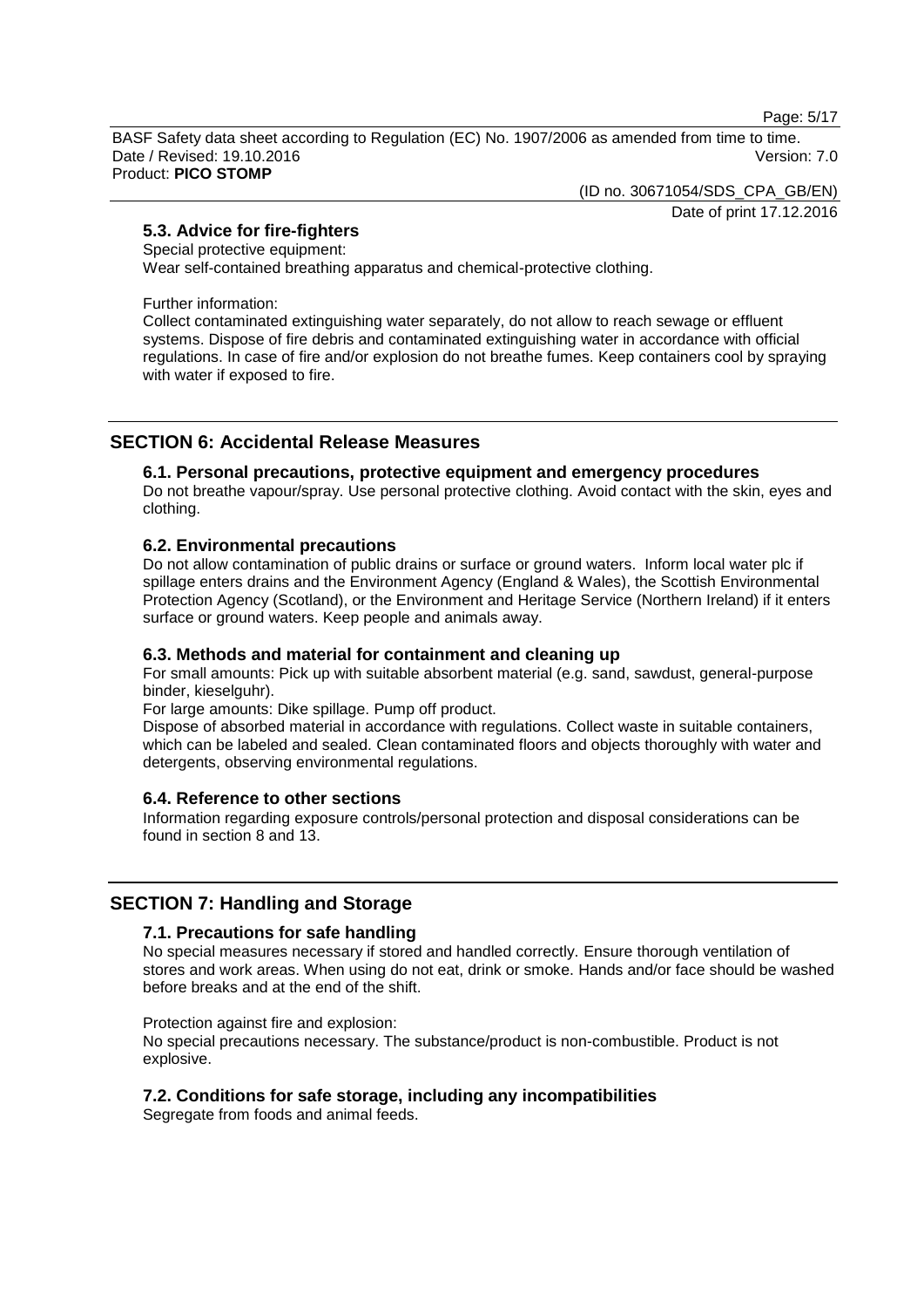### 5.3. Advice for fire-fighters

Special protective equipment:
Wear self-contained breathing apparatus and chemical-protective clothing.

Further information:
Collect contaminated extinguishing water separately, do not allow to reach sewage or effluent systems. Dispose of fire debris and contaminated extinguishing water in accordance with official regulations. In case of fire and/or explosion do not breathe fumes. Keep containers cool by spraying with water if exposed to fire.

## SECTION 6: Accidental Release Measures

### 6.1. Personal precautions, protective equipment and emergency procedures

Do not breathe vapour/spray. Use personal protective clothing. Avoid contact with the skin, eyes and clothing.

### 6.2. Environmental precautions

Do not allow contamination of public drains or surface or ground waters. Inform local water plc if spillage enters drains and the Environment Agency (England & Wales), the Scottish Environmental Protection Agency (Scotland), or the Environment and Heritage Service (Northern Ireland) if it enters surface or ground waters. Keep people and animals away.

### 6.3. Methods and material for containment and cleaning up

For small amounts: Pick up with suitable absorbent material (e.g. sand, sawdust, general-purpose binder, kieselguhr).
For large amounts: Dike spillage. Pump off product.
Dispose of absorbed material in accordance with regulations. Collect waste in suitable containers, which can be labeled and sealed. Clean contaminated floors and objects thoroughly with water and detergents, observing environmental regulations.

### 6.4. Reference to other sections

Information regarding exposure controls/personal protection and disposal considerations can be found in section 8 and 13.

## SECTION 7: Handling and Storage

### 7.1. Precautions for safe handling

No special measures necessary if stored and handled correctly. Ensure thorough ventilation of stores and work areas. When using do not eat, drink or smoke. Hands and/or face should be washed before breaks and at the end of the shift.

Protection against fire and explosion:
No special precautions necessary. The substance/product is non-combustible. Product is not explosive.

### 7.2. Conditions for safe storage, including any incompatibilities

Segregate from foods and animal feeds.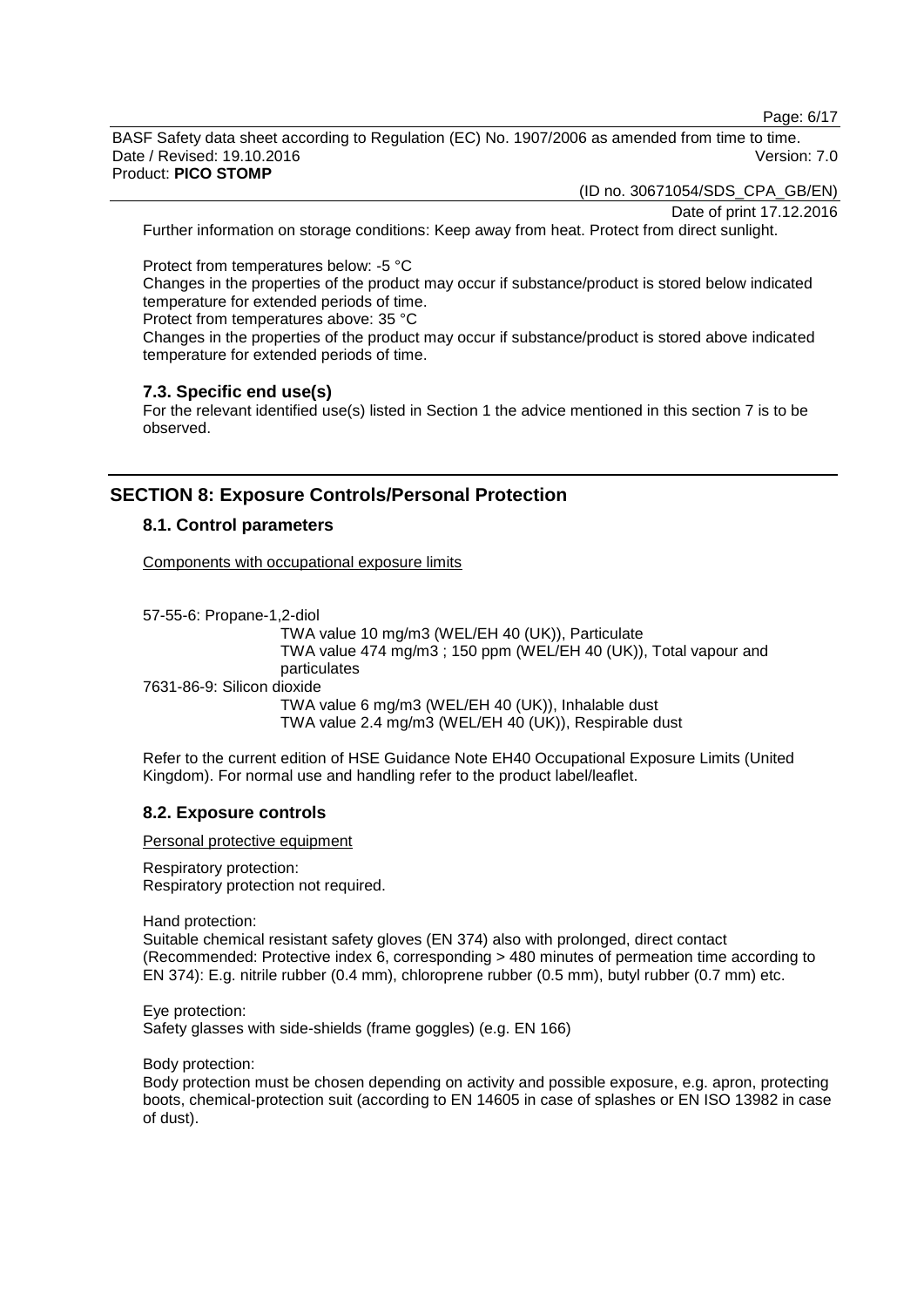Further information on storage conditions: Keep away from heat. Protect from direct sunlight.

Protect from temperatures below: -5 °C
Changes in the properties of the product may occur if substance/product is stored below indicated temperature for extended periods of time.
Protect from temperatures above: 35 °C
Changes in the properties of the product may occur if substance/product is stored above indicated temperature for extended periods of time.

### 7.3. Specific end use(s)

For the relevant identified use(s) listed in Section 1 the advice mentioned in this section 7 is to be observed.

## SECTION 8: Exposure Controls/Personal Protection

### 8.1. Control parameters

Components with occupational exposure limits

57-55-6: Propane-1,2-diol
TWA value 10 mg/m3 (WEL/EH 40 (UK)), Particulate
TWA value 474 mg/m3 ; 150 ppm (WEL/EH 40 (UK)), Total vapour and particulates
7631-86-9: Silicon dioxide
TWA value 6 mg/m3 (WEL/EH 40 (UK)), Inhalable dust
TWA value 2.4 mg/m3 (WEL/EH 40 (UK)), Respirable dust

Refer to the current edition of HSE Guidance Note EH40 Occupational Exposure Limits (United Kingdom). For normal use and handling refer to the product label/leaflet.

### 8.2. Exposure controls

Personal protective equipment

Respiratory protection:
Respiratory protection not required.

Hand protection:
Suitable chemical resistant safety gloves (EN 374) also with prolonged, direct contact (Recommended: Protective index 6, corresponding > 480 minutes of permeation time according to EN 374): E.g. nitrile rubber (0.4 mm), chloroprene rubber (0.5 mm), butyl rubber (0.7 mm) etc.

Eye protection:
Safety glasses with side-shields (frame goggles) (e.g. EN 166)

Body protection:
Body protection must be chosen depending on activity and possible exposure, e.g. apron, protecting boots, chemical-protection suit (according to EN 14605 in case of splashes or EN ISO 13982 in case of dust).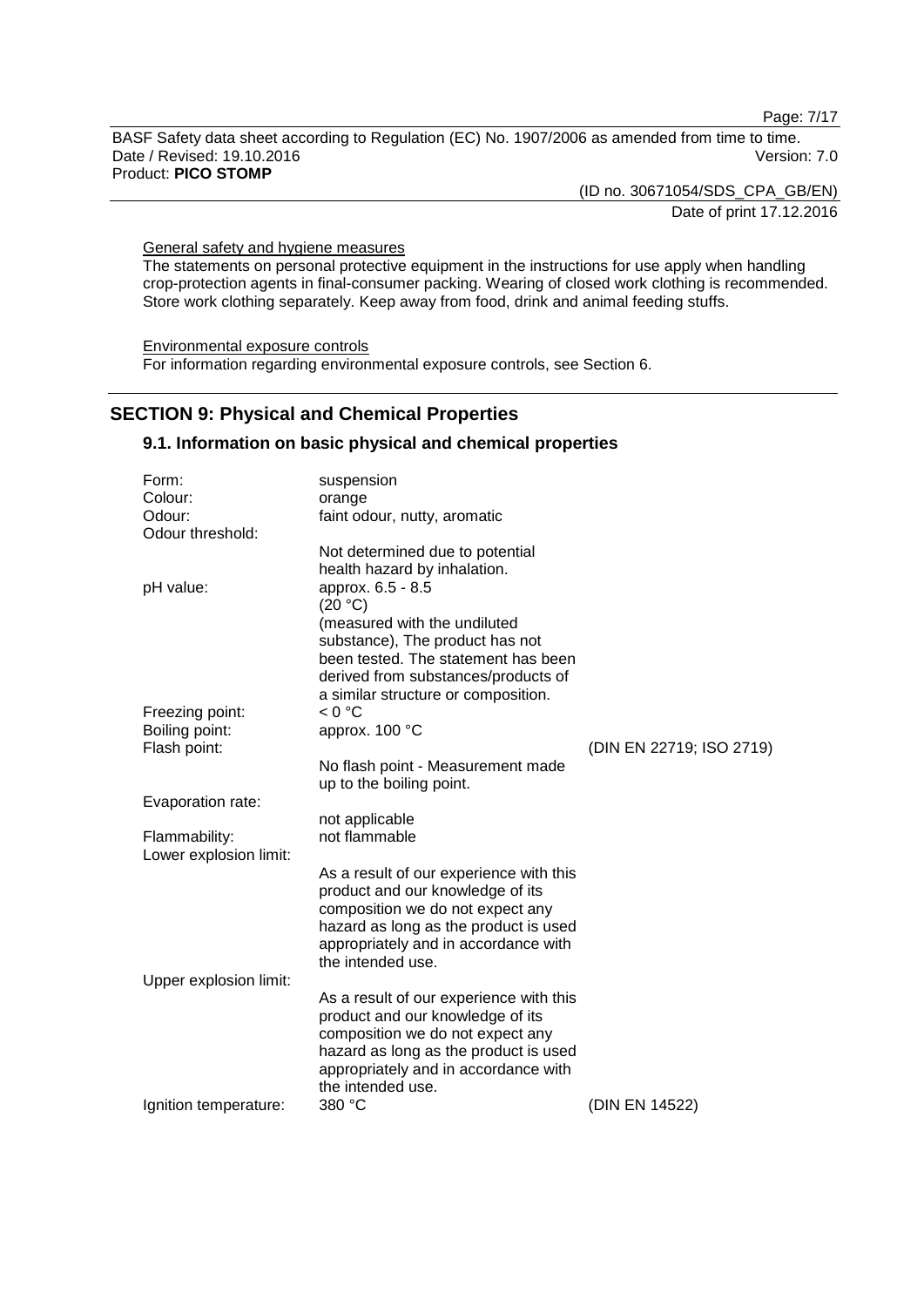General safety and hygiene measures

The statements on personal protective equipment in the instructions for use apply when handling crop-protection agents in final-consumer packing. Wearing of closed work clothing is recommended. Store work clothing separately. Keep away from food, drink and animal feeding stuffs.

Environmental exposure controls

For information regarding environmental exposure controls, see Section 6.

## SECTION 9: Physical and Chemical Properties

### 9.1. Information on basic physical and chemical properties

| | | |
|---|---|---|
| Form: | suspension | |
| Colour: | orange | |
| Odour: | faint odour, nutty, aromatic | |
| Odour threshold: | Not determined due to potential health hazard by inhalation. | |
| pH value: | approx. 6.5 - 8.5 (20 °C) (measured with the undiluted substance), The product has not been tested. The statement has been derived from substances/products of a similar structure or composition. | |
| Freezing point: | < 0 °C | |
| Boiling point: | approx. 100 °C | |
| Flash point: | No flash point - Measurement made up to the boiling point. | (DIN EN 22719; ISO 2719) |
| Evaporation rate: | not applicable | |
| Flammability: | not flammable | |
| Lower explosion limit: | As a result of our experience with this product and our knowledge of its composition we do not expect any hazard as long as the product is used appropriately and in accordance with the intended use. | |
| Upper explosion limit: | As a result of our experience with this product and our knowledge of its composition we do not expect any hazard as long as the product is used appropriately and in accordance with the intended use. | |
| Ignition temperature: | 380 °C | (DIN EN 14522) |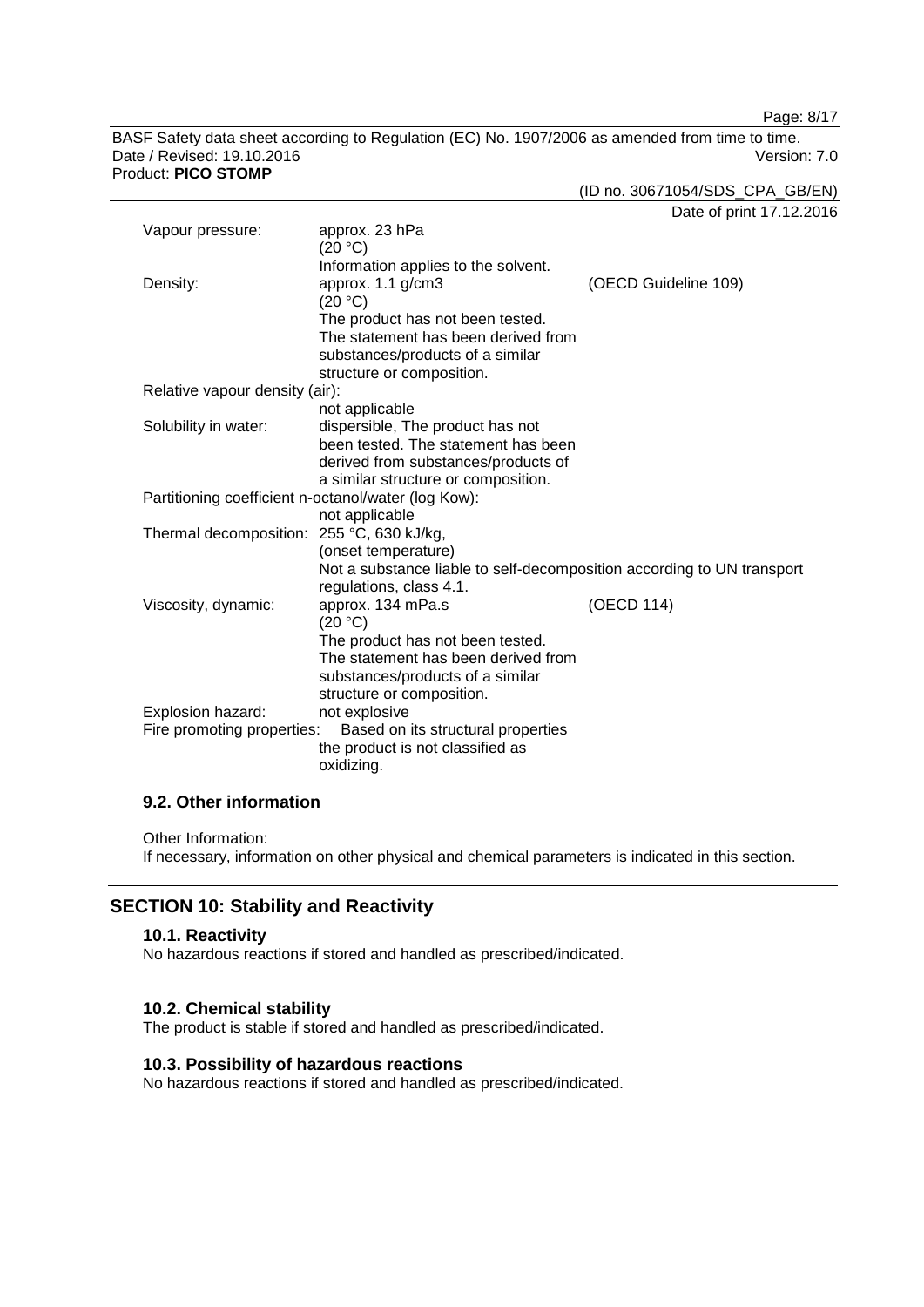Vapour pressure: approx. 23 hPa
(20 °C)
Information applies to the solvent.

Density: approx. 1.1 g/cm3 (OECD Guideline 109)
(20 °C)
The product has not been tested. The statement has been derived from substances/products of a similar structure or composition.

Relative vapour density (air):
not applicable

Solubility in water: dispersible, The product has not been tested. The statement has been derived from substances/products of a similar structure or composition.

Partitioning coefficient n-octanol/water (log Kow):
not applicable

Thermal decomposition: 255 °C, 630 kJ/kg,
(onset temperature)
Not a substance liable to self-decomposition according to UN transport regulations, class 4.1.

Viscosity, dynamic: approx. 134 mPa.s (OECD 114)
(20 °C)
The product has not been tested. The statement has been derived from substances/products of a similar structure or composition.

Explosion hazard: not explosive

Fire promoting properties: Based on its structural properties the product is not classified as oxidizing.

### 9.2. Other information

Other Information:
If necessary, information on other physical and chemical parameters is indicated in this section.

## SECTION 10: Stability and Reactivity

### 10.1. Reactivity

No hazardous reactions if stored and handled as prescribed/indicated.

### 10.2. Chemical stability

The product is stable if stored and handled as prescribed/indicated.

### 10.3. Possibility of hazardous reactions

No hazardous reactions if stored and handled as prescribed/indicated.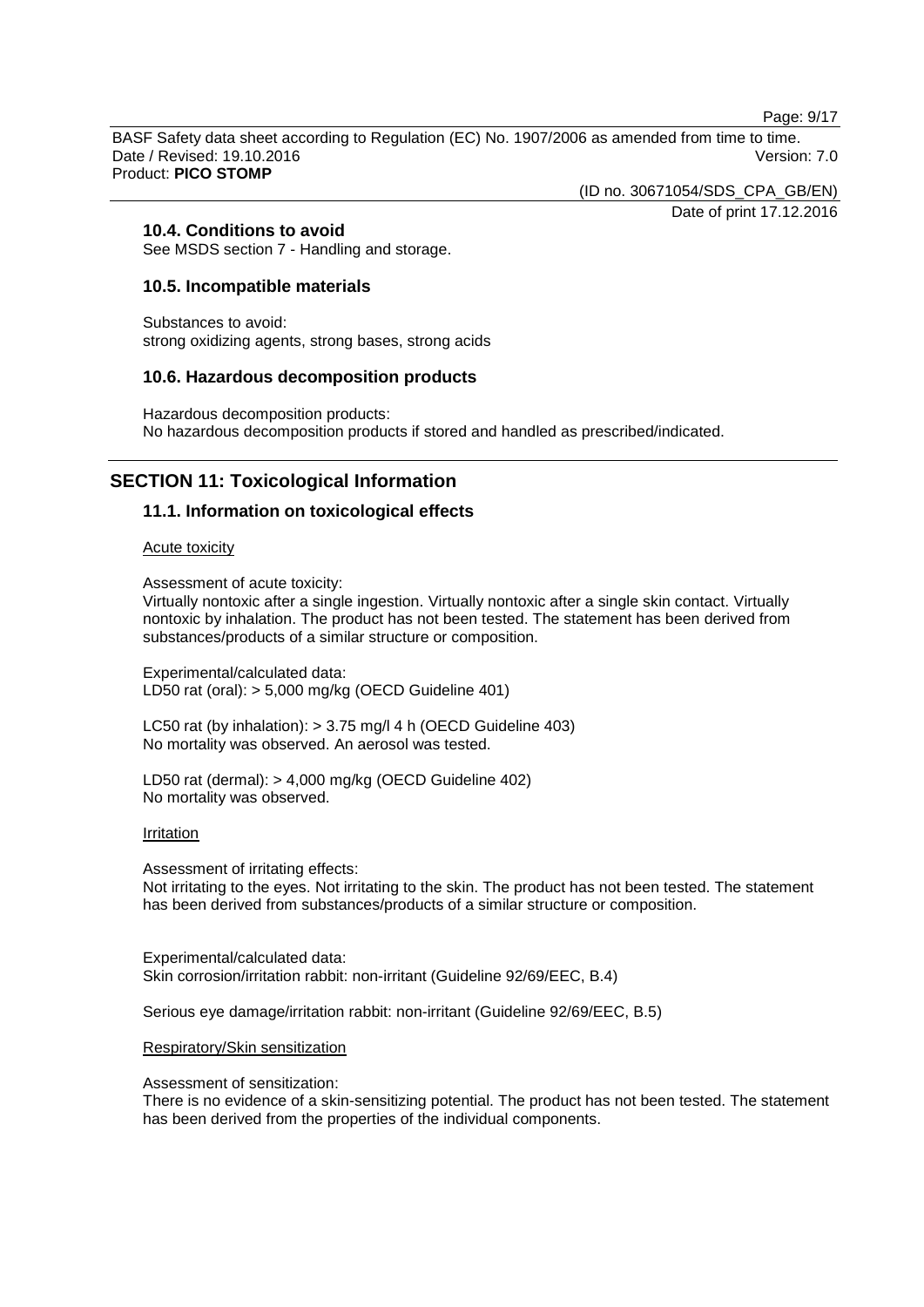### 10.4. Conditions to avoid

See MSDS section 7 - Handling and storage.

### 10.5. Incompatible materials

Substances to avoid:
strong oxidizing agents, strong bases, strong acids

### 10.6. Hazardous decomposition products

Hazardous decomposition products:
No hazardous decomposition products if stored and handled as prescribed/indicated.

## SECTION 11: Toxicological Information

### 11.1. Information on toxicological effects

Acute toxicity

Assessment of acute toxicity:
Virtually nontoxic after a single ingestion. Virtually nontoxic after a single skin contact. Virtually nontoxic by inhalation. The product has not been tested. The statement has been derived from substances/products of a similar structure or composition.

Experimental/calculated data:
LD50 rat (oral): > 5,000 mg/kg (OECD Guideline 401)

LC50 rat (by inhalation): > 3.75 mg/l 4 h (OECD Guideline 403)
No mortality was observed. An aerosol was tested.

LD50 rat (dermal): > 4,000 mg/kg (OECD Guideline 402)
No mortality was observed.

Irritation

Assessment of irritating effects:
Not irritating to the eyes. Not irritating to the skin. The product has not been tested. The statement has been derived from substances/products of a similar structure or composition.

Experimental/calculated data:
Skin corrosion/irritation rabbit: non-irritant (Guideline 92/69/EEC, B.4)

Serious eye damage/irritation rabbit: non-irritant (Guideline 92/69/EEC, B.5)

Respiratory/Skin sensitization

Assessment of sensitization:
There is no evidence of a skin-sensitizing potential. The product has not been tested. The statement has been derived from the properties of the individual components.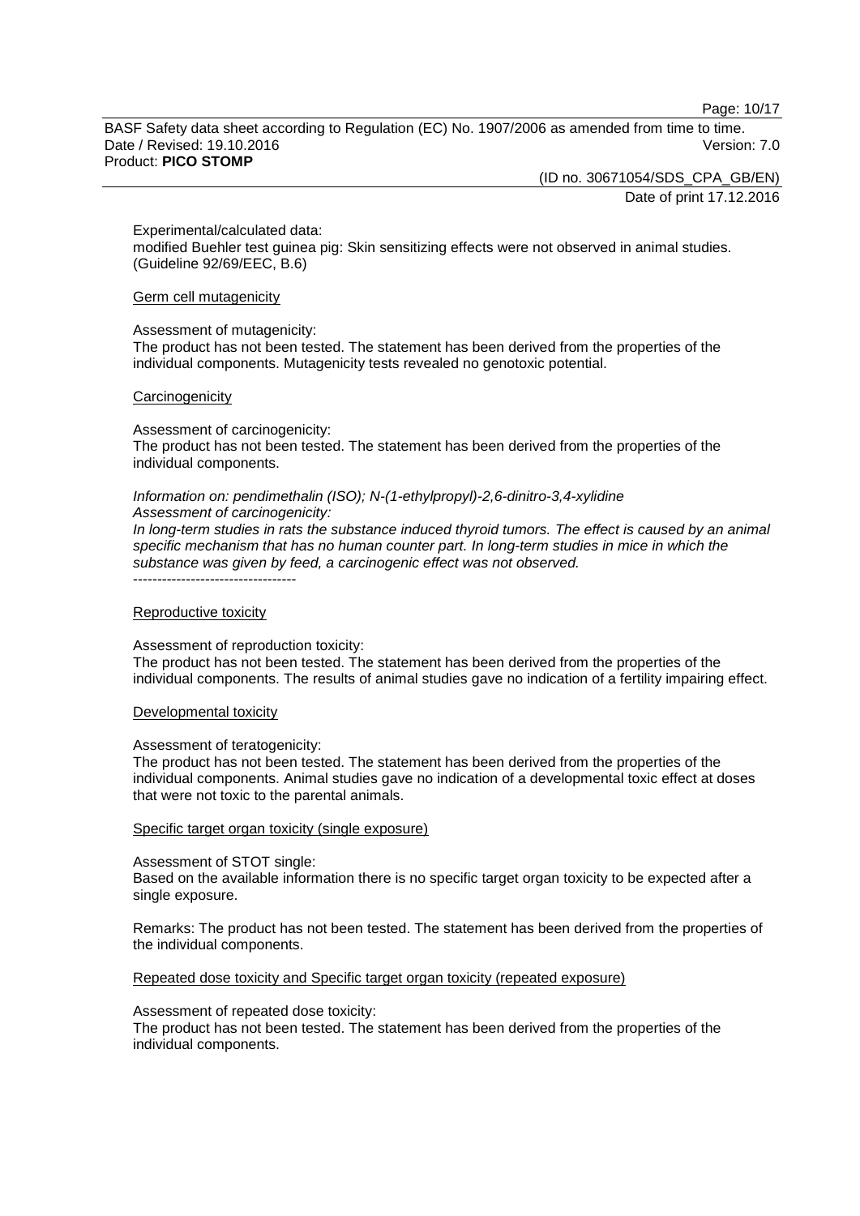Experimental/calculated data:
modified Buehler test guinea pig: Skin sensitizing effects were not observed in animal studies. (Guideline 92/69/EEC, B.6)

#### Germ cell mutagenicity

Assessment of mutagenicity:
The product has not been tested. The statement has been derived from the properties of the individual components. Mutagenicity tests revealed no genotoxic potential.

#### Carcinogenicity

Assessment of carcinogenicity:
The product has not been tested. The statement has been derived from the properties of the individual components.

*Information on: pendimethalin (ISO); N-(1-ethylpropyl)-2,6-dinitro-3,4-xylidine*
*Assessment of carcinogenicity:*
*In long-term studies in rats the substance induced thyroid tumors. The effect is caused by an animal specific mechanism that has no human counter part. In long-term studies in mice in which the substance was given by feed, a carcinogenic effect was not observed.*
----------------------------------

#### Reproductive toxicity

Assessment of reproduction toxicity:
The product has not been tested. The statement has been derived from the properties of the individual components. The results of animal studies gave no indication of a fertility impairing effect.

#### Developmental toxicity

Assessment of teratogenicity:
The product has not been tested. The statement has been derived from the properties of the individual components. Animal studies gave no indication of a developmental toxic effect at doses that were not toxic to the parental animals.

#### Specific target organ toxicity (single exposure)

Assessment of STOT single:
Based on the available information there is no specific target organ toxicity to be expected after a single exposure.

Remarks: The product has not been tested. The statement has been derived from the properties of the individual components.

#### Repeated dose toxicity and Specific target organ toxicity (repeated exposure)

Assessment of repeated dose toxicity:
The product has not been tested. The statement has been derived from the properties of the individual components.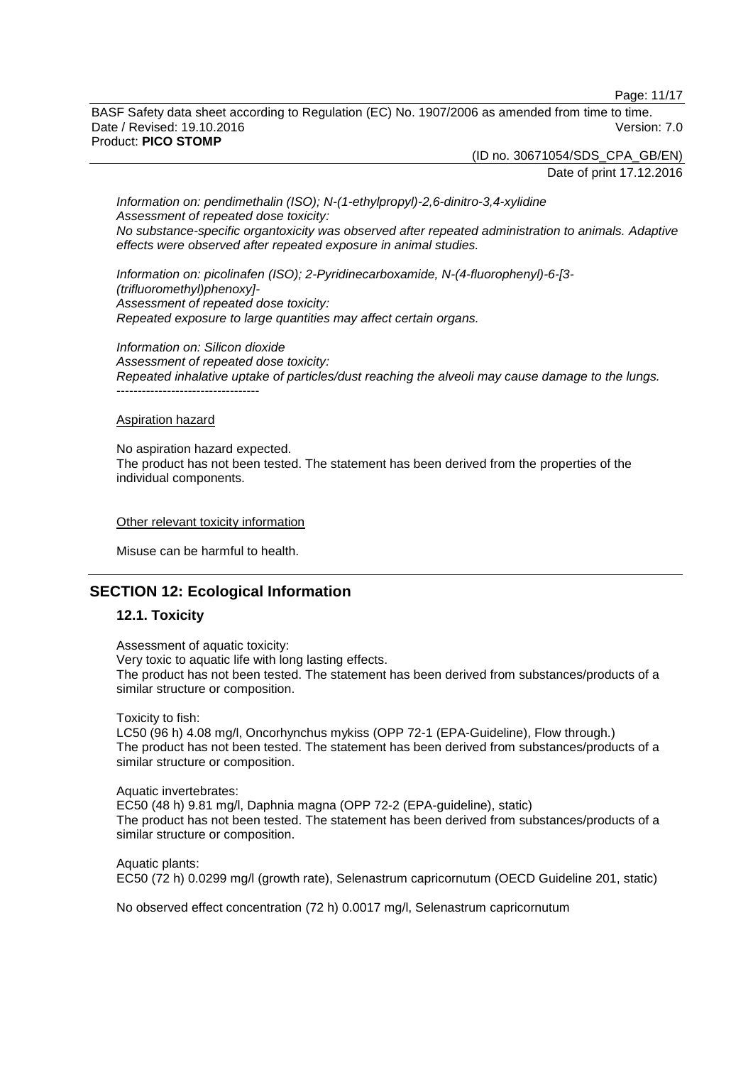*Information on: pendimethalin (ISO); N-(1-ethylpropyl)-2,6-dinitro-3,4-xylidine*
*Assessment of repeated dose toxicity:*
*No substance-specific organtoxicity was observed after repeated administration to animals. Adaptive effects were observed after repeated exposure in animal studies.*

*Information on: picolinafen (ISO); 2-Pyridinecarboxamide, N-(4-fluorophenyl)-6-[3-(trifluoromethyl)phenoxy]-*
*Assessment of repeated dose toxicity:*
*Repeated exposure to large quantities may affect certain organs.*

*Information on: Silicon dioxide*
*Assessment of repeated dose toxicity:*
*Repeated inhalative uptake of particles/dust reaching the alveoli may cause damage to the lungs.*
----------------------------------

Aspiration hazard

No aspiration hazard expected.
The product has not been tested. The statement has been derived from the properties of the individual components.

Other relevant toxicity information

Misuse can be harmful to health.

## SECTION 12: Ecological Information

### 12.1. Toxicity

Assessment of aquatic toxicity:
Very toxic to aquatic life with long lasting effects.
The product has not been tested. The statement has been derived from substances/products of a similar structure or composition.

Toxicity to fish:
LC50 (96 h) 4.08 mg/l, Oncorhynchus mykiss (OPP 72-1 (EPA-Guideline), Flow through.)
The product has not been tested. The statement has been derived from substances/products of a similar structure or composition.

Aquatic invertebrates:
EC50 (48 h) 9.81 mg/l, Daphnia magna (OPP 72-2 (EPA-guideline), static)
The product has not been tested. The statement has been derived from substances/products of a similar structure or composition.

Aquatic plants:
EC50 (72 h) 0.0299 mg/l (growth rate), Selenastrum capricornutum (OECD Guideline 201, static)

No observed effect concentration (72 h) 0.0017 mg/l, Selenastrum capricornutum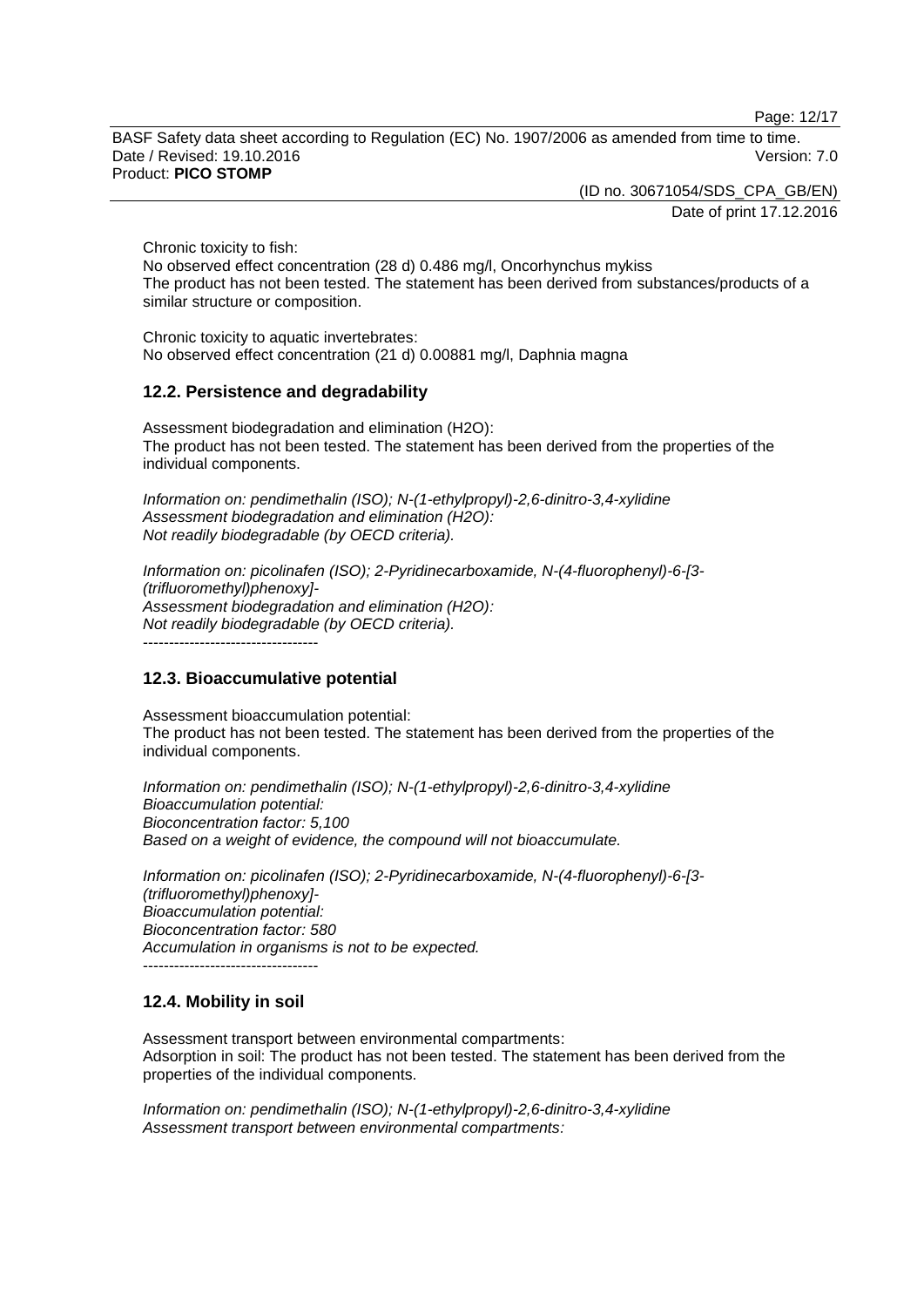Chronic toxicity to fish:
No observed effect concentration (28 d) 0.486 mg/l, Oncorhynchus mykiss
The product has not been tested. The statement has been derived from substances/products of a similar structure or composition.

Chronic toxicity to aquatic invertebrates:
No observed effect concentration (21 d) 0.00881 mg/l, Daphnia magna

## 12.2. Persistence and degradability

Assessment biodegradation and elimination ($H_2O$):
The product has not been tested. The statement has been derived from the properties of the individual components.

*Information on: pendimethalin (ISO); N-(1-ethylpropyl)-2,6-dinitro-3,4-xylidine*
*Assessment biodegradation and elimination ($H_2O$):*
*Not readily biodegradable (by OECD criteria).*

*Information on: picolinafen (ISO); 2-Pyridinecarboxamide, N-(4-fluorophenyl)-6-[3-(trifluoromethyl)phenoxy]-*
*Assessment biodegradation and elimination ($H_2O$):*
*Not readily biodegradable (by OECD criteria).*
----------------------------------

## 12.3. Bioaccumulative potential

Assessment bioaccumulation potential:
The product has not been tested. The statement has been derived from the properties of the individual components.

*Information on: pendimethalin (ISO); N-(1-ethylpropyl)-2,6-dinitro-3,4-xylidine*
*Bioaccumulation potential:*
*Bioconcentration factor: 5,100*
*Based on a weight of evidence, the compound will not bioaccumulate.*

*Information on: picolinafen (ISO); 2-Pyridinecarboxamide, N-(4-fluorophenyl)-6-[3-(trifluoromethyl)phenoxy]-*
*Bioaccumulation potential:*
*Bioconcentration factor: 580*
*Accumulation in organisms is not to be expected.*
----------------------------------

## 12.4. Mobility in soil

Assessment transport between environmental compartments:
Adsorption in soil: The product has not been tested. The statement has been derived from the properties of the individual components.

*Information on: pendimethalin (ISO); N-(1-ethylpropyl)-2,6-dinitro-3,4-xylidine*
*Assessment transport between environmental compartments:*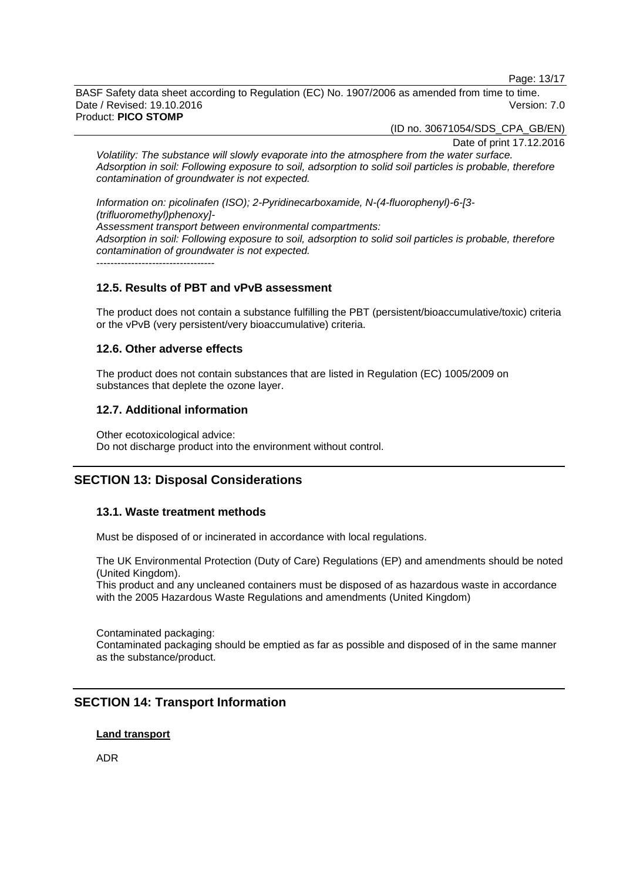*Volatility: The substance will slowly evaporate into the atmosphere from the water surface.*
*Adsorption in soil: Following exposure to soil, adsorption to solid soil particles is probable, therefore contamination of groundwater is not expected.*

*Information on: picolinafen (ISO); 2-Pyridinecarboxamide, N-(4-fluorophenyl)-6-[3-(trifluoromethyl)phenoxy]-*
*Assessment transport between environmental compartments:*
*Adsorption in soil: Following exposure to soil, adsorption to solid soil particles is probable, therefore contamination of groundwater is not expected.*
----------------------------------

### 12.5. Results of PBT and vPvB assessment

The product does not contain a substance fulfilling the PBT (persistent/bioaccumulative/toxic) criteria or the vPvB (very persistent/very bioaccumulative) criteria.

### 12.6. Other adverse effects

The product does not contain substances that are listed in Regulation (EC) 1005/2009 on substances that deplete the ozone layer.

### 12.7. Additional information

Other ecotoxicological advice:
Do not discharge product into the environment without control.

## SECTION 13: Disposal Considerations

### 13.1. Waste treatment methods

Must be disposed of or incinerated in accordance with local regulations.

The UK Environmental Protection (Duty of Care) Regulations (EP) and amendments should be noted (United Kingdom).
This product and any uncleaned containers must be disposed of as hazardous waste in accordance with the 2005 Hazardous Waste Regulations and amendments (United Kingdom)

Contaminated packaging:
Contaminated packaging should be emptied as far as possible and disposed of in the same manner as the substance/product.

## SECTION 14: Transport Information

**Land transport**

ADR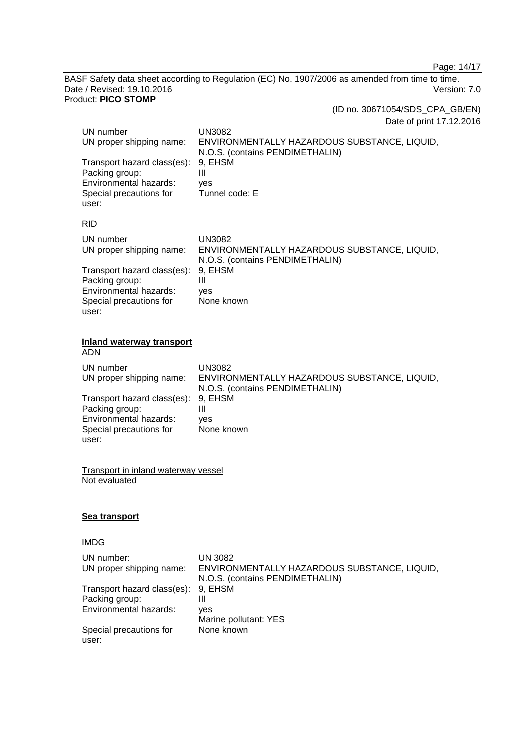| | |
|---|---|
| UN number | UN3082 |
| UN proper shipping name: | ENVIRONMENTALLY HAZARDOUS SUBSTANCE, LIQUID, N.O.S. (contains PENDIMETHALIN) |
| Transport hazard class(es): | 9, EHSM |
| Packing group: | III |
| Environmental hazards: | yes |
| Special precautions for user: | Tunnel code: E |

RID

| | |
|---|---|
| UN number | UN3082 |
| UN proper shipping name: | ENVIRONMENTALLY HAZARDOUS SUBSTANCE, LIQUID, N.O.S. (contains PENDIMETHALIN) |
| Transport hazard class(es): | 9, EHSM |
| Packing group: | III |
| Environmental hazards: | yes |
| Special precautions for user: | None known |

**Inland waterway transport**

ADN

| | |
|---|---|
| UN number | UN3082 |
| UN proper shipping name: | ENVIRONMENTALLY HAZARDOUS SUBSTANCE, LIQUID, N.O.S. (contains PENDIMETHALIN) |
| Transport hazard class(es): | 9, EHSM |
| Packing group: | III |
| Environmental hazards: | yes |
| Special precautions for user: | None known |

Transport in inland waterway vessel

Not evaluated

**Sea transport**

IMDG

| | |
|---|---|
| UN number: | UN 3082 |
| UN proper shipping name: | ENVIRONMENTALLY HAZARDOUS SUBSTANCE, LIQUID, N.O.S. (contains PENDIMETHALIN) |
| Transport hazard class(es): | 9, EHSM |
| Packing group: | III |
| Environmental hazards: | yes<br>Marine pollutant: YES |
| Special precautions for user: | None known |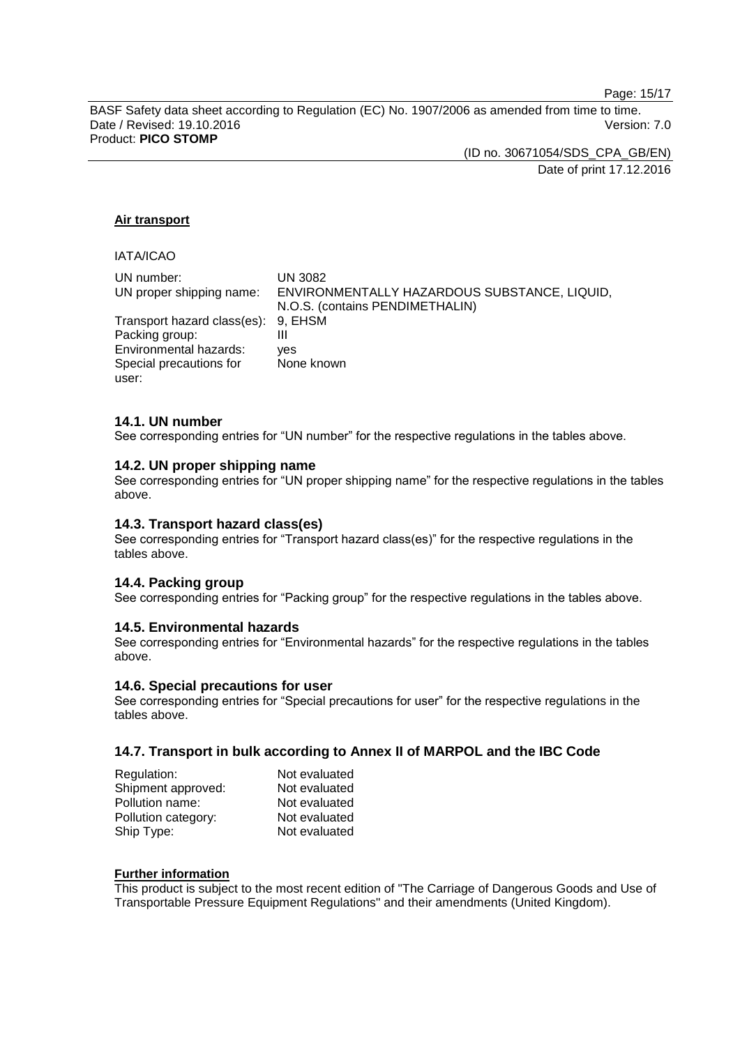**Air transport**

IATA/ICAO

| | |
|---|---|
| UN number: | UN 3082 |
| UN proper shipping name: | ENVIRONMENTALLY HAZARDOUS SUBSTANCE, LIQUID, N.O.S. (contains PENDIMETHALIN) |
| Transport hazard class(es): | 9, EHSM |
| Packing group: | III |
| Environmental hazards: | yes |
| Special precautions for user: | None known |

### 14.1. UN number

See corresponding entries for “UN number” for the respective regulations in the tables above.

### 14.2. UN proper shipping name

See corresponding entries for “UN proper shipping name” for the respective regulations in the tables above.

### 14.3. Transport hazard class(es)

See corresponding entries for “Transport hazard class(es)” for the respective regulations in the tables above.

### 14.4. Packing group

See corresponding entries for “Packing group” for the respective regulations in the tables above.

### 14.5. Environmental hazards

See corresponding entries for “Environmental hazards” for the respective regulations in the tables above.

### 14.6. Special precautions for user

See corresponding entries for “Special precautions for user” for the respective regulations in the tables above.

### 14.7. Transport in bulk according to Annex II of MARPOL and the IBC Code

| | |
|---|---|
| Regulation: | Not evaluated |
| Shipment approved: | Not evaluated |
| Pollution name: | Not evaluated |
| Pollution category: | Not evaluated |
| Ship Type: | Not evaluated |

**Further information**

This product is subject to the most recent edition of "The Carriage of Dangerous Goods and Use of Transportable Pressure Equipment Regulations" and their amendments (United Kingdom).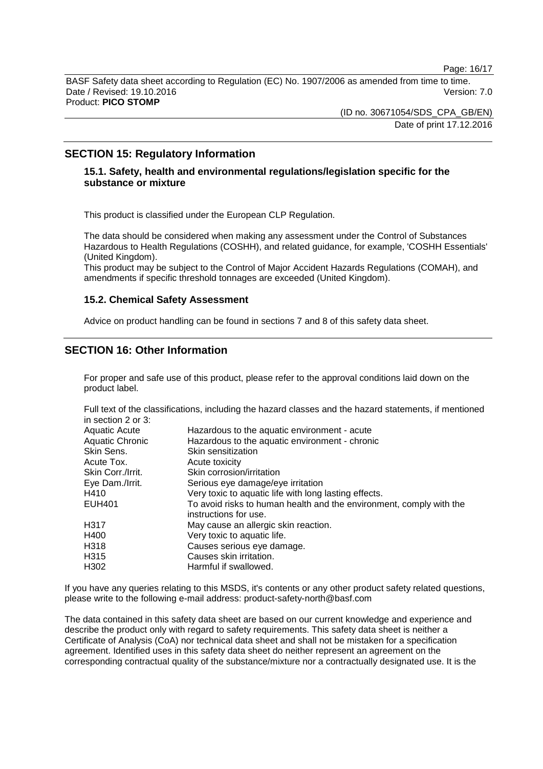## SECTION 15: Regulatory Information

### 15.1. Safety, health and environmental regulations/legislation specific for the substance or mixture

This product is classified under the European CLP Regulation.

The data should be considered when making any assessment under the Control of Substances Hazardous to Health Regulations (COSHH), and related guidance, for example, 'COSHH Essentials' (United Kingdom).
This product may be subject to the Control of Major Accident Hazards Regulations (COMAH), and amendments if specific threshold tonnages are exceeded (United Kingdom).

### 15.2. Chemical Safety Assessment

Advice on product handling can be found in sections 7 and 8 of this safety data sheet.

## SECTION 16: Other Information

For proper and safe use of this product, please refer to the approval conditions laid down on the product label.

Full text of the classifications, including the hazard classes and the hazard statements, if mentioned in section 2 or 3:

| | |
|---|---|
| Aquatic Acute | Hazardous to the aquatic environment - acute |
| Aquatic Chronic | Hazardous to the aquatic environment - chronic |
| Skin Sens. | Skin sensitization |
| Acute Tox. | Acute toxicity |
| Skin Corr./Irrit. | Skin corrosion/irritation |
| Eye Dam./Irrit. | Serious eye damage/eye irritation |
| H410 | Very toxic to aquatic life with long lasting effects. |
| EUH401 | To avoid risks to human health and the environment, comply with the instructions for use. |
| H317 | May cause an allergic skin reaction. |
| H400 | Very toxic to aquatic life. |
| H318 | Causes serious eye damage. |
| H315 | Causes skin irritation. |
| H302 | Harmful if swallowed. |

If you have any queries relating to this MSDS, it's contents or any other product safety related questions, please write to the following e-mail address: product-safety-north@basf.com

The data contained in this safety data sheet are based on our current knowledge and experience and describe the product only with regard to safety requirements. This safety data sheet is neither a Certificate of Analysis (CoA) nor technical data sheet and shall not be mistaken for a specification agreement. Identified uses in this safety data sheet do neither represent an agreement on the corresponding contractual quality of the substance/mixture nor a contractually designated use. It is the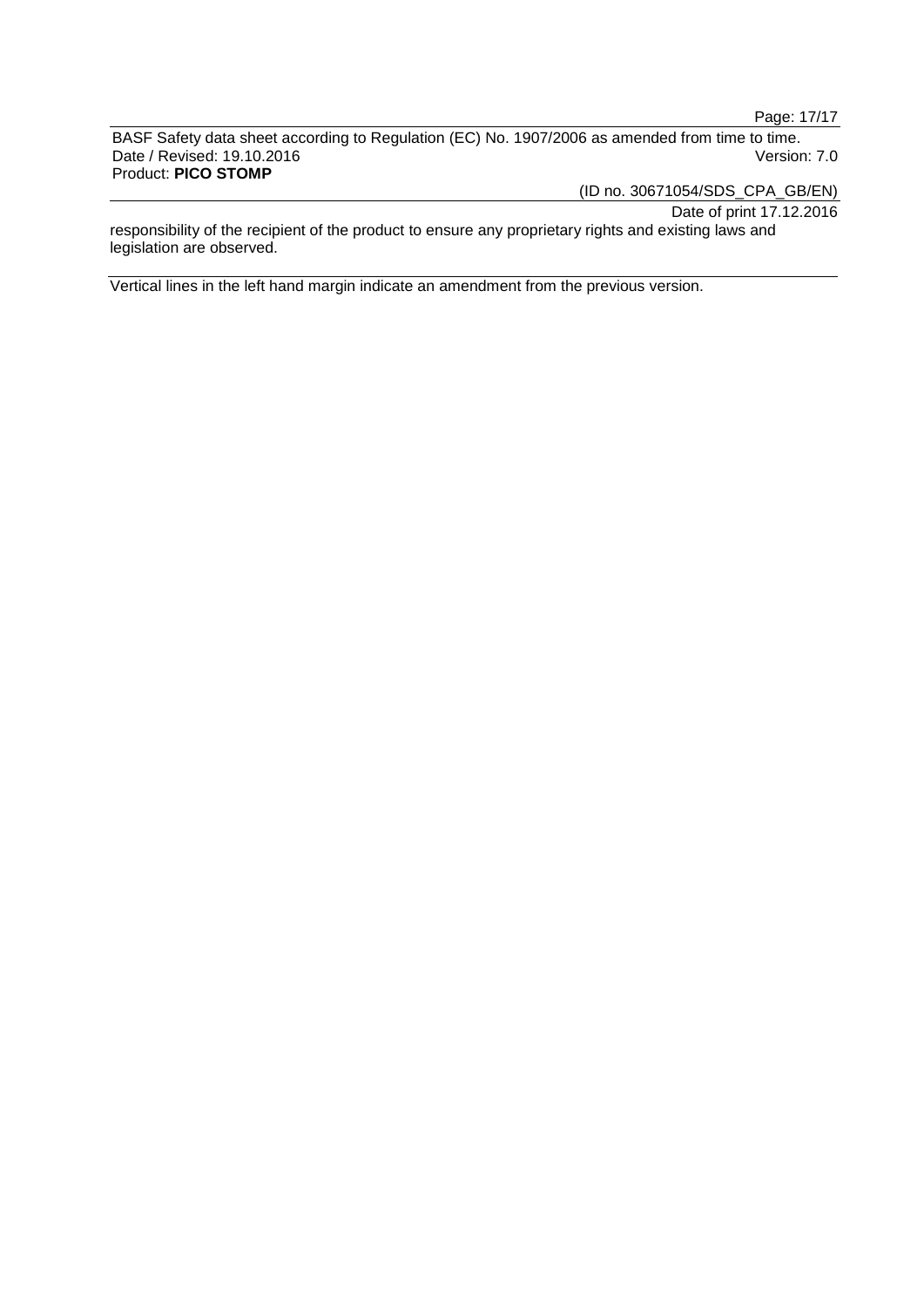responsibility of the recipient of the product to ensure any proprietary rights and existing laws and legislation are observed.

---

Vertical lines in the left hand margin indicate an amendment from the previous version.